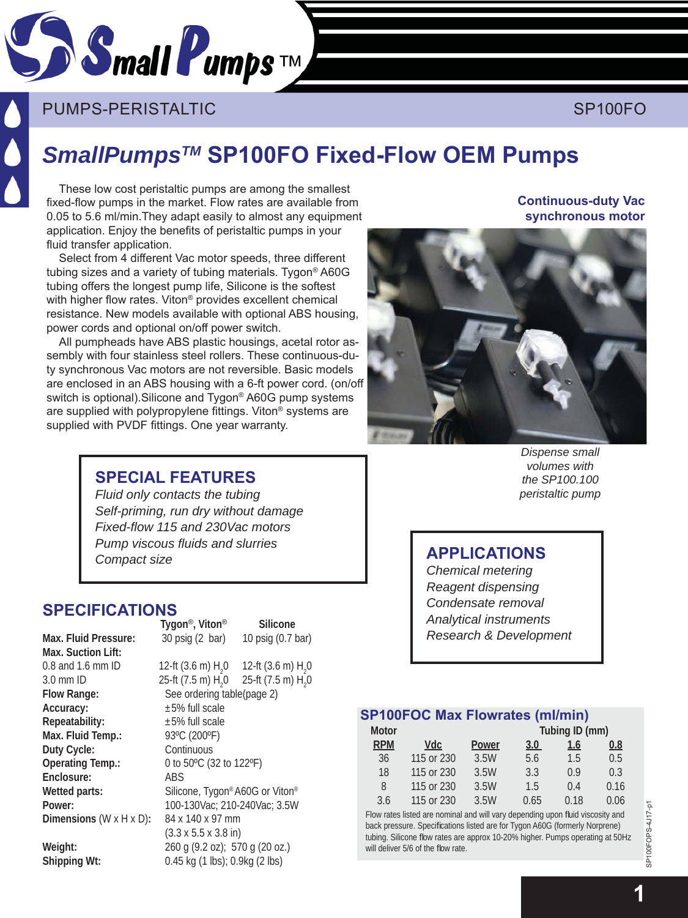PUMPS-PERISTALTIC SP100FO

# *SmallPumps™* SP100FO Fixed-Flow OEM Pumps

These low cost peristaltic pumps are among the smallest fixed-flow pumps in the market. Flow rates are available from 0.05 to 5.6 ml/min.They adapt easily to almost any equipment application. Enjoy the benefits of peristaltic pumps in your fluid transfer application.

Select from 4 different Vac motor speeds, three different tubing sizes and a variety of tubing materials. Tygon® A60G tubing offers the longest pump life, Silicone is the softest with higher flow rates. Viton® provides excellent chemical resistance. New models available with optional ABS housing, power cords and optional on/off power switch.

All pumpheads have ABS plastic housings, acetal rotor assembly with four stainless steel rollers. These continuous-duty synchronous Vac motors are not reversible. Basic models are enclosed in an ABS housing with a 6-ft power cord. (on/off switch is optional).Silicone and Tygon® A60G pump systems are supplied with polypropylene fittings. Viton® systems are supplied with PVDF fittings. One year warranty.

**Continuous-duty Vac synchronous motor**

*Dispense small volumes with the SP100.100 peristaltic pump*

## SPECIAL FEATURES

*Fluid only contacts the tubing*
*Self-priming, run dry without damage*
*Fixed-flow 115 and 230Vac motors*
*Pump viscous fluids and slurries*
*Compact size*

## APPLICATIONS

*Chemical metering*
*Reagent dispensing*
*Condensate removal*
*Analytical instruments*
*Research & Development*

## SPECIFICATIONS

| | Tygon®, Viton® | Silicone |
|---|---|---|
| **Max. Fluid Pressure:** | 30 psig (2 bar) | 10 psig (0.7 bar) |
| **Max. Suction Lift:** | | |
| 0.8 and 1.6 mm ID | 12-ft (3.6 m) $H_2O$ | 12-ft (3.6 m) $H_2O$ |
| 3.0 mm ID | 25-ft (7.5 m) $H_2O$ | 25-ft (7.5 m) $H_2O$ |
| **Flow Range:** | See ordering table(page 2) | |
| **Accuracy:** | ±5% full scale | |
| **Repeatability:** | ±5% full scale | |
| **Max. Fluid Temp.:** | 93ºC (200ºF) | |
| **Duty Cycle:** | Continuous | |
| **Operating Temp.:** | 0 to 50ºC (32 to 122ºF) | |
| **Enclosure:** | ABS | |
| **Wetted parts:** | Silicone, Tygon® A60G or Viton® | |
| **Power:** | 100-130Vac; 210-240Vac; 3.5W | |
| **Dimensions** (W x H x D): | 84 x 140 x 97 mm (3.3 x 5.5 x 3.8 in) | |
| **Weight:** | 260 g (9.2 oz); 570 g (20 oz.) | |
| **Shipping Wt:** | 0.45 kg (1 lbs); 0.9kg (2 lbs) | |

## SP100FOC Max Flowrates (ml/min)

| Motor RPM | Vdc | Power | Tubing ID (mm) 3.0 | 1.6 | 0.8 |
|---|---|---|---|---|---|
| 36 | 115 or 230 | 3.5W | 5.6 | 1.5 | 0.5 |
| 18 | 115 or 230 | 3.5W | 3.3 | 0.9 | 0.3 |
| 8 | 115 or 230 | 3.5W | 1.5 | 0.4 | 0.16 |
| 3.6 | 115 or 230 | 3.5W | 0.65 | 0.18 | 0.06 |

Flow rates listed are nominal and will vary depending upon fluid viscosity and back pressure. Specifications listed are for Tygon A60G (formerly Norprene) tubing. Silicone flow rates are approx 10-20% higher. Pumps operating at 50Hz will deliver 5/6 of the flow rate.

SP100FOPS-4J17-p1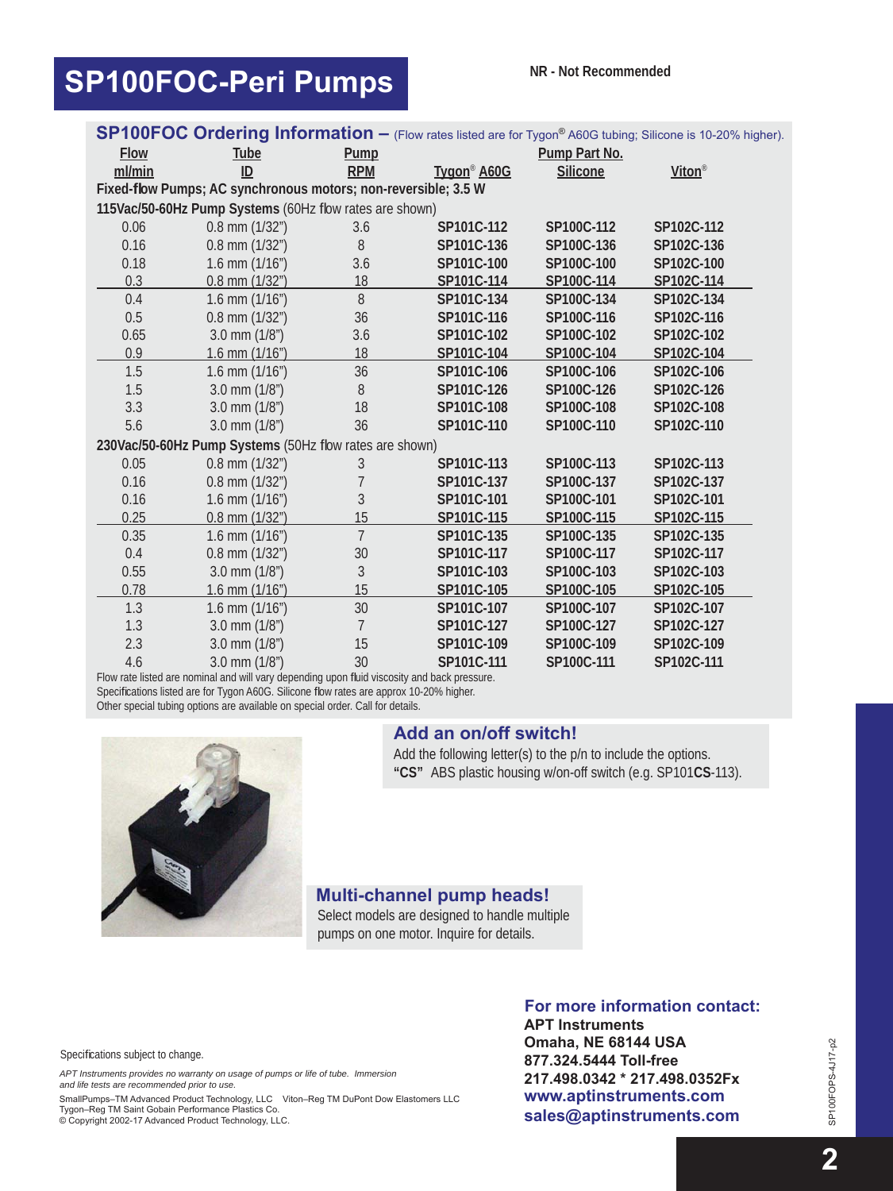# SP100FOC-Peri Pumps

NR - Not Recommended

## SP100FOC Ordering Information – (Flow rates listed are for Tygon® A60G tubing; Silicone is 10-20% higher).

| Flow ml/min | Tube ID | Pump RPM | Pump Part No. Tygon® A60G | Silicone | Viton® |
|---|---|---|---|---|---|
| **Fixed-flow Pumps; AC synchronous motors; non-reversible; 3.5 W** | | | | | |
| **115Vac/50-60Hz Pump Systems** (60Hz flow rates are shown) | | | | | |
| 0.06 | 0.8 mm (1/32") | 3.6 | **SP101C-112** | **SP100C-112** | **SP102C-112** |
| 0.16 | 0.8 mm (1/32") | 8 | **SP101C-136** | **SP100C-136** | **SP102C-136** |
| 0.18 | 1.6 mm (1/16") | 3.6 | **SP101C-100** | **SP100C-100** | **SP102C-100** |
| 0.3 | 0.8 mm (1/32") | 18 | **SP101C-114** | **SP100C-114** | **SP102C-114** |
| 0.4 | 1.6 mm (1/16") | 8 | **SP101C-134** | **SP100C-134** | **SP102C-134** |
| 0.5 | 0.8 mm (1/32") | 36 | **SP101C-116** | **SP100C-116** | **SP102C-116** |
| 0.65 | 3.0 mm (1/8") | 3.6 | **SP101C-102** | **SP100C-102** | **SP102C-102** |
| 0.9 | 1.6 mm (1/16") | 18 | **SP101C-104** | **SP100C-104** | **SP102C-104** |
| 1.5 | 1.6 mm (1/16") | 36 | **SP101C-106** | **SP100C-106** | **SP102C-106** |
| 1.5 | 3.0 mm (1/8") | 8 | **SP101C-126** | **SP100C-126** | **SP102C-126** |
| 3.3 | 3.0 mm (1/8") | 18 | **SP101C-108** | **SP100C-108** | **SP102C-108** |
| 5.6 | 3.0 mm (1/8") | 36 | **SP101C-110** | **SP100C-110** | **SP102C-110** |
| **230Vac/50-60Hz Pump Systems** (50Hz flow rates are shown) | | | | | |
| 0.05 | 0.8 mm (1/32") | 3 | **SP101C-113** | **SP100C-113** | **SP102C-113** |
| 0.16 | 0.8 mm (1/32") | 7 | **SP101C-137** | **SP100C-137** | **SP102C-137** |
| 0.16 | 1.6 mm (1/16") | 3 | **SP101C-101** | **SP100C-101** | **SP102C-101** |
| 0.25 | 0.8 mm (1/32") | 15 | **SP101C-115** | **SP100C-115** | **SP102C-115** |
| 0.35 | 1.6 mm (1/16") | 7 | **SP101C-135** | **SP100C-135** | **SP102C-135** |
| 0.4 | 0.8 mm (1/32") | 30 | **SP101C-117** | **SP100C-117** | **SP102C-117** |
| 0.55 | 3.0 mm (1/8") | 3 | **SP101C-103** | **SP100C-103** | **SP102C-103** |
| 0.78 | 1.6 mm (1/16") | 15 | **SP101C-105** | **SP100C-105** | **SP102C-105** |
| 1.3 | 1.6 mm (1/16") | 30 | **SP101C-107** | **SP100C-107** | **SP102C-107** |
| 1.3 | 3.0 mm (1/8") | 7 | **SP101C-127** | **SP100C-127** | **SP102C-127** |
| 2.3 | 3.0 mm (1/8") | 15 | **SP101C-109** | **SP100C-109** | **SP102C-109** |
| 4.6 | 3.0 mm (1/8") | 30 | **SP101C-111** | **SP100C-111** | **SP102C-111** |

Flow rate listed are nominal and will vary depending upon fluid viscosity and back pressure.
Specifications listed are for Tygon A60G. Silicone flow rates are approx 10-20% higher.
Other special tubing options are available on special order. Call for details.

### Add an on/off switch!

Add the following letter(s) to the p/n to include the options.
**"CS"** ABS plastic housing w/on-off switch (e.g. SP101**CS**-113).

### Multi-channel pump heads!

Select models are designed to handle multiple pumps on one motor. Inquire for details.

Specifications subject to change.

*APT Instruments provides no warranty on usage of pumps or life of tube. Immersion and life tests are recommended prior to use.*

SmallPumps–TM Advanced Product Technology, LLC Viton–Reg TM DuPont Dow Elastomers LLC
Tygon–Reg TM Saint Gobain Performance Plastics Co.
© Copyright 2002-17 Advanced Product Technology, LLC.

### For more information contact:

**APT Instruments**
**Omaha, NE 68144 USA**
**877.324.5444 Toll-free**
**217.498.0342 * 217.498.0352Fx**
**www.aptinstruments.com**
**sales@aptinstruments.com**

SP100FOPS-4J17-p2